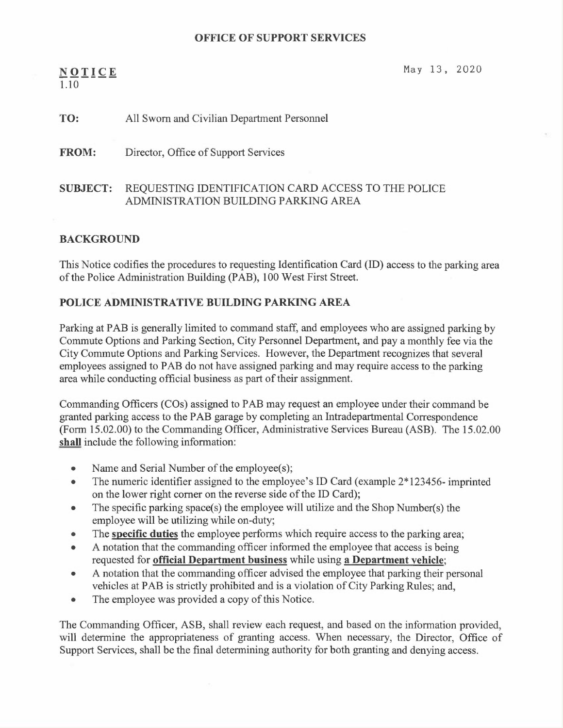**OFFICE OF SUPPORT SERVICES**

**NOTICE**
1.10

May 13, 2020

**TO:** All Sworn and Civilian Department Personnel

**FROM:** Director, Office of Support Services

**SUBJECT:** REQUESTING IDENTIFICATION CARD ACCESS TO THE POLICE ADMINISTRATION BUILDING PARKING AREA

## BACKGROUND

This Notice codifies the procedures to requesting Identification Card (ID) access to the parking area of the Police Administration Building (PAB), 100 West First Street.

## POLICE ADMINISTRATIVE BUILDING PARKING AREA

Parking at PAB is generally limited to command staff, and employees who are assigned parking by Commute Options and Parking Section, City Personnel Department, and pay a monthly fee via the City Commute Options and Parking Services. However, the Department recognizes that several employees assigned to PAB do not have assigned parking and may require access to the parking area while conducting official business as part of their assignment.

Commanding Officers (COs) assigned to PAB may request an employee under their command be granted parking access to the PAB garage by completing an Intradepartmental Correspondence (Form 15.02.00) to the Commanding Officer, Administrative Services Bureau (ASB). The 15.02.00 **shall** include the following information:

- Name and Serial Number of the employee(s);
- The numeric identifier assigned to the employee's ID Card (example 2*123456- imprinted on the lower right corner on the reverse side of the ID Card);
- The specific parking space(s) the employee will utilize and the Shop Number(s) the employee will be utilizing while on-duty;
- The **specific duties** the employee performs which require access to the parking area;
- A notation that the commanding officer informed the employee that access is being requested for **official Department business** while using **a Department vehicle**;
- A notation that the commanding officer advised the employee that parking their personal vehicles at PAB is strictly prohibited and is a violation of City Parking Rules; and,
- The employee was provided a copy of this Notice.

The Commanding Officer, ASB, shall review each request, and based on the information provided, will determine the appropriateness of granting access. When necessary, the Director, Office of Support Services, shall be the final determining authority for both granting and denying access.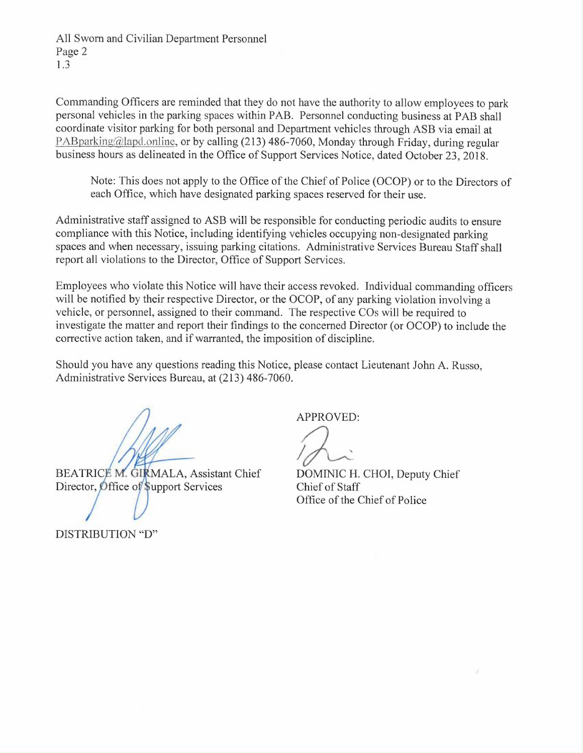Commanding Officers are reminded that they do not have the authority to allow employees to park personal vehicles in the parking spaces within PAB. Personnel conducting business at PAB shall coordinate visitor parking for both personal and Department vehicles through ASB via email at PABparking@lapd.online, or by calling (213) 486-7060, Monday through Friday, during regular business hours as delineated in the Office of Support Services Notice, dated October 23, 2018.

> Note: This does not apply to the Office of the Chief of Police (OCOP) or to the Directors of each Office, which have designated parking spaces reserved for their use.

Administrative staff assigned to ASB will be responsible for conducting periodic audits to ensure compliance with this Notice, including identifying vehicles occupying non-designated parking spaces and when necessary, issuing parking citations. Administrative Services Bureau Staff shall report all violations to the Director, Office of Support Services.

Employees who violate this Notice will have their access revoked. Individual commanding officers will be notified by their respective Director, or the OCOP, of any parking violation involving a vehicle, or personnel, assigned to their command. The respective COs will be required to investigate the matter and report their findings to the concerned Director (or OCOP) to include the corrective action taken, and if warranted, the imposition of discipline.

Should you have any questions reading this Notice, please contact Lieutenant John A. Russo, Administrative Services Bureau, at (213) 486-7060.

BEATRICE M. GIRMALA, Assistant Chief
Director, Office of Support Services

APPROVED:

DOMINIC H. CHOI, Deputy Chief
Chief of Staff
Office of the Chief of Police

DISTRIBUTION "D"